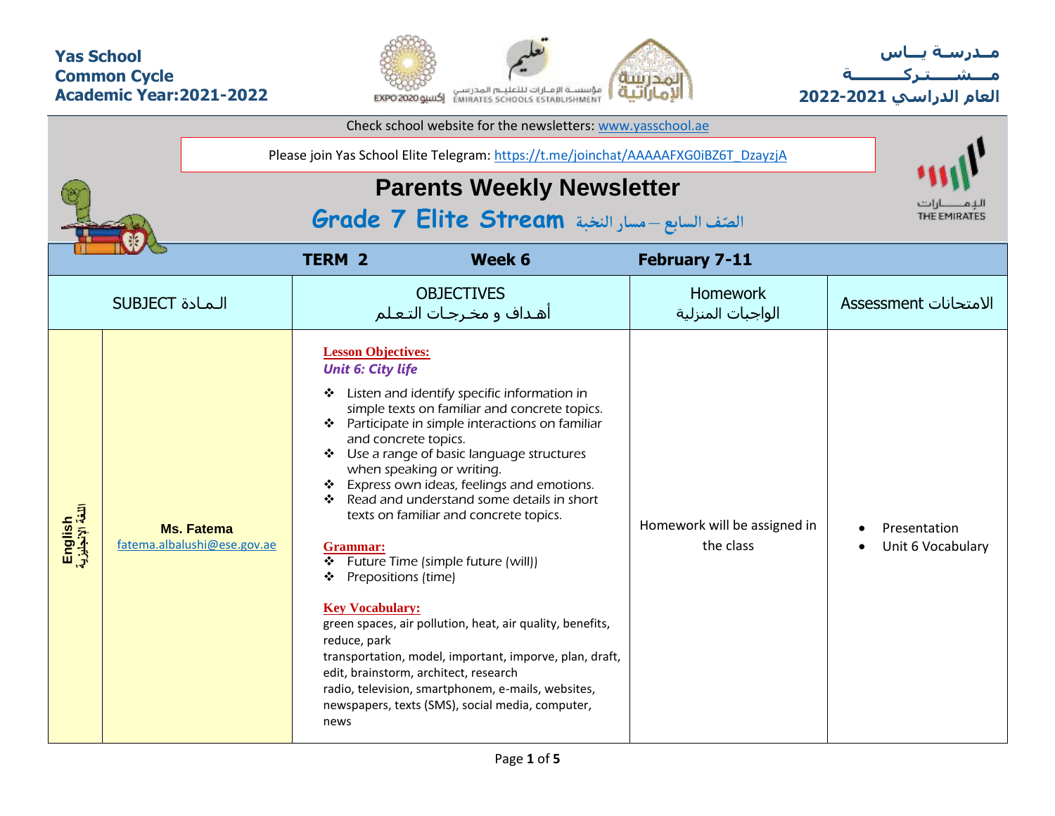**Yas School**
**Common Cycle**
**Academic Year:2021-2022**

**مــدرسـة يـــاس**
**مـــشـــــتـركــــــــة**
**العام الدراسي 2021-2022**

Check school website for the newsletters: www.yasschool.ae

Please join Yas School Elite Telegram: https://t.me/joinchat/AAAAAFXG0iBZ6T_DzayzjA

# Parents Weekly Newsletter

## Grade 7 Elite Stream الصّف السابع – مسار النخبة

| | | TERM 2 Week 6 February 7-11 | | |
|---|---|---|---|---|
| SUBJECT الـمـادة | | OBJECTIVES أهـداف و مخـرجـات الـتـعـلـم | Homework الواجبات المنزلية | Assessment الامتحانات |
| **English اللغة الإنجليزية** | **Ms. Fatema** fatema.albalushi@ese.gov.ae | **Lesson Objectives:** *Unit 6: City life* ❖ Listen and identify specific information in simple texts on familiar and concrete topics. ❖ Participate in simple interactions on familiar and concrete topics. ❖ Use a range of basic language structures when speaking or writing. ❖ Express own ideas, feelings and emotions. ❖ Read and understand some details in short texts on familiar and concrete topics. **Grammar:** ❖ Future Time (simple future (will)) ❖ Prepositions (time) **Key Vocabulary:** green spaces, air pollution, heat, air quality, benefits, reduce, park transportation, model, important, imporve, plan, draft, edit, brainstorm, architect, research radio, television, smartphonem, e-mails, websites, newspapers, texts (SMS), social media, computer, news | Homework will be assigned in the class | • Presentation • Unit 6 Vocabulary |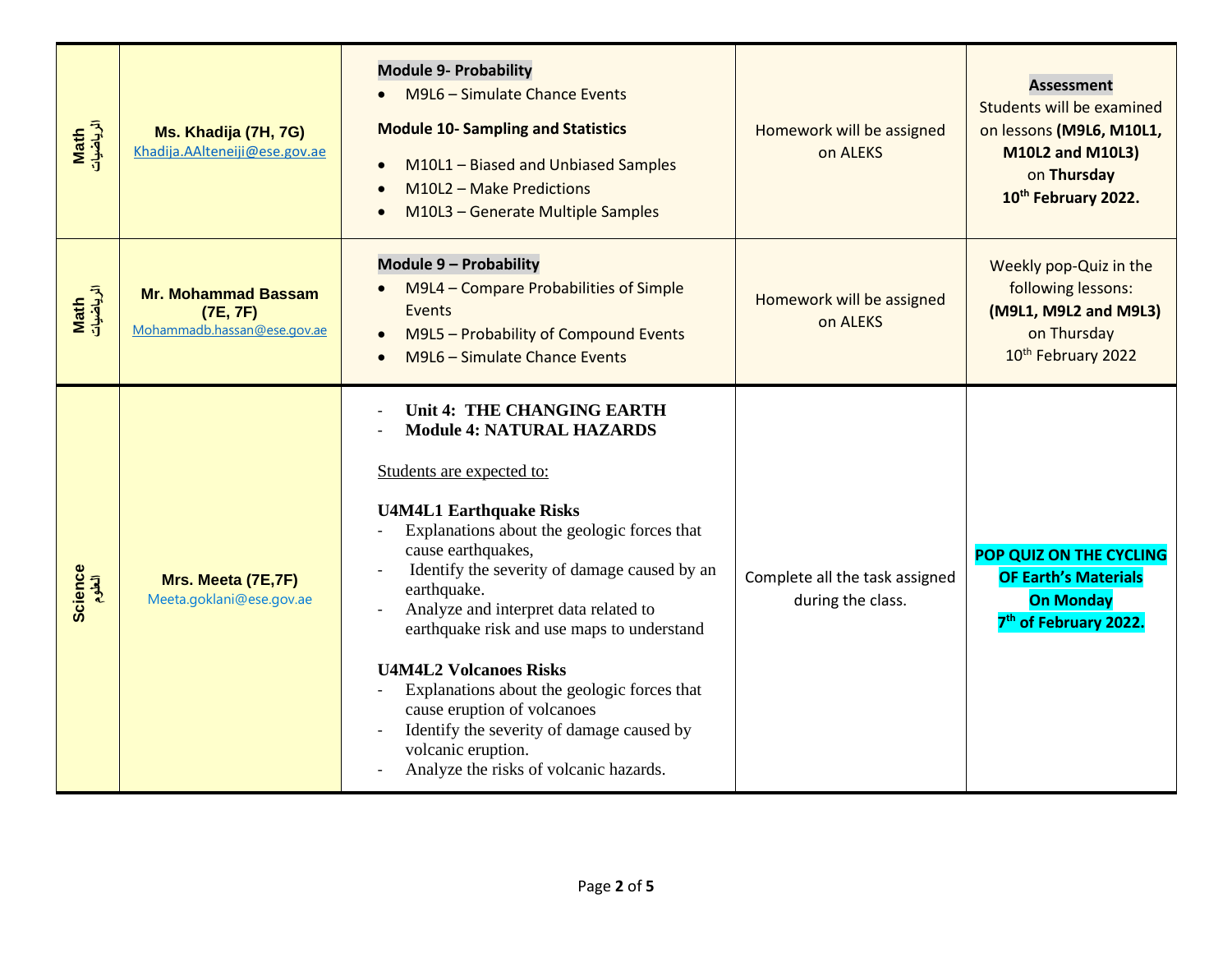| Math الرياضيات | Ms. Khadija (7H, 7G) Khadija.AAlteneiji@ese.gov.ae | **Module 9- Probability**<br>• M9L6 – Simulate Chance Events<br>**Module 10- Sampling and Statistics**<br>• M10L1 – Biased and Unbiased Samples<br>• M10L2 – Make Predictions<br>• M10L3 – Generate Multiple Samples | Homework will be assigned on ALEKS | **Assessment**<br>Students will be examined on lessons **(M9L6, M10L1, M10L2 and M10L3)** on **Thursday 10th February 2022.** |
|---|---|---|---|---|
| Math الرياضيات | **Mr. Mohammad Bassam (7E, 7F)** Mohammadb.hassan@ese.gov.ae | **Module 9 – Probability**<br>• M9L4 – Compare Probabilities of Simple Events<br>• M9L5 – Probability of Compound Events<br>• M9L6 – Simulate Chance Events | Homework will be assigned on ALEKS | Weekly pop-Quiz in the following lessons: **(M9L1, M9L2 and M9L3)** on Thursday 10th February 2022 |
| Science العلوم | **Mrs. Meeta (7E,7F)** Meeta.goklani@ese.gov.ae | - **Unit 4: THE CHANGING EARTH**<br>- **Module 4: NATURAL HAZARDS**<br><br>Students are expected to:<br><br>**U4M4L1 Earthquake Risks**<br>- Explanations about the geologic forces that cause earthquakes,<br>- Identify the severity of damage caused by an earthquake.<br>- Analyze and interpret data related to earthquake risk and use maps to understand<br><br>**U4M4L2 Volcanoes Risks**<br>- Explanations about the geologic forces that cause eruption of volcanoes<br>- Identify the severity of damage caused by volcanic eruption.<br>- Analyze the risks of volcanic hazards. | Complete all the task assigned during the class. | **POP QUIZ ON THE CYCLING OF Earth's Materials On Monday 7th of February 2022.** |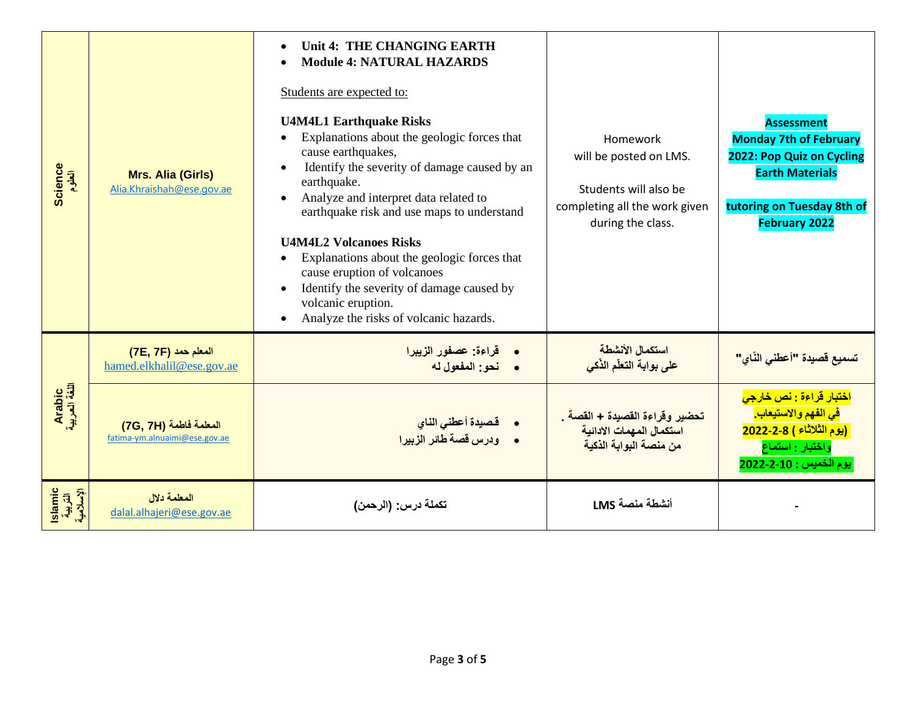| Science العلوم | Mrs. Alia (Girls) Alia.Khraishah@ese.gov.ae | • **Unit 4: THE CHANGING EARTH**<br>• **Module 4: NATURAL HAZARDS**<br><br>Students are expected to:<br><br>**U4M4L1 Earthquake Risks**<br>• Explanations about the geologic forces that cause earthquakes,<br>• Identify the severity of damage caused by an earthquake.<br>• Analyze and interpret data related to earthquake risk and use maps to understand<br><br>**U4M4L2 Volcanoes Risks**<br>• Explanations about the geologic forces that cause eruption of volcanoes<br>• Identify the severity of damage caused by volcanic eruption.<br>• Analyze the risks of volcanic hazards. | Homework will be posted on LMS.<br><br>Students will also be completing all the work given during the class. | **Assessment Monday 7th of February 2022: Pop Quiz on Cycling Earth Materials**<br><br>**tutoring on Tuesday 8th of February 2022** |
|---|---|---|---|---|
| Arabic اللغة العربية | المعلم حمد (7E, 7F) hamed.elkhalil@ese.gov.ae | • قراءة: عصفور الزيبرا<br>• نحو: المفعول له | استكمال الأنشطة على بوابة التعلّم الذّكي | تسميع قصيدة "أعطني النّاي" |
| | المعلمة فاطمة (7G, 7H) fatima-ym.alnuaimi@ese.gov.ae | • قصيدة أعطني الناي<br>• ودرس قصة طائر الزيبرا | تحضير وقراءة القصيدة + القصة .<br>استكمال المهمات الادائية<br>من منصة البوابة الذكية | اختبار قراءة : نص خارجي في الفهم والاستيعاب.<br>(يوم الثلاثاء ) 8-2-2022<br>واختبار : استماع<br>يوم الخميس : 10-2-2022 |
| Islamic التربية الإسلامية | المعلمة دلال dalal.alhajeri@ese.gov.ae | تكملة درس: (الرحمن) | أنشطة منصة LMS | - |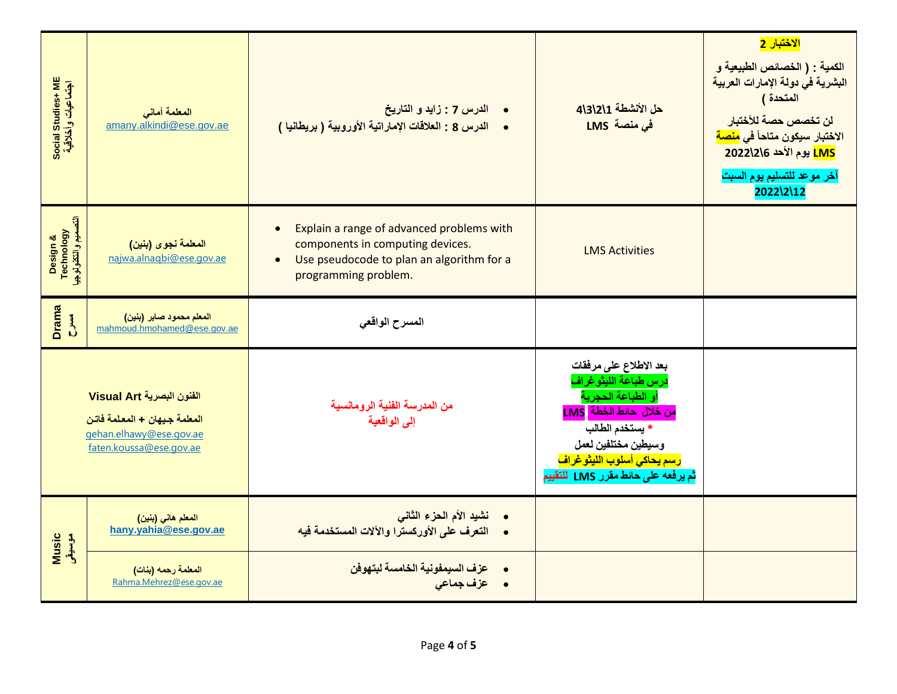| | | | | |
|---|---|---|---|---|
| Social Studies+ ME اجتماعيات وأخلاقية | المعلمة أماني amany.alkindi@ese.gov.ae | • الدرس 7 : زايد و التاريخ<br>• الدرس 8 : العلاقات الإماراتية الأوروبية ( بريطانيا ) | حل الأنشطة 1\2\3\4 في منصة LMS | **الاختبار 2**<br>الكمية : ( الخصائص الطبيعية و البشرية في دولة الإمارات العربية المتحدة )<br>لن تخصص حصة للأختبار الاختبار سيكون متاحاً في منصة LMS يوم الأحد 6\2\2022<br>آخر موعد للتسليم يوم السبت 12\2\2022 |
| Design & Technology التصميم والتكنولوجيا | المعلمة نجوى (بنين) najwa.alnaqbi@ese.gov.ae | • Explain a range of advanced problems with components in computing devices.<br>• Use pseudocode to plan an algorithm for a programming problem. | LMS Activities | |
| Drama مسرح | المعلم محمود صابر (بنين) mahmoud.hmohamed@ese.gov.ae | المسرح الواقعي | | |
| الفنون البصرية Visual Art | المعلمة جيهان + المعلمة فاتن gehan.elhawy@ese.gov.ae faten.koussa@ese.gov.ae | من المدرسة الفنية الرومانسية إلى الواقعية | بعد الاطلاع على مرفقات درس طباعة الليثوغراف أو الطباعة الحجرية من خلال حائط الخطة LMS<br>* يستخدم الطالب وسيطين مختلفين لعمل رسم يحاكي أسلوب الليثوغراف ثم يرفعه على حائط مقرر LMS للتقييم | |
| Music موسيقى | المعلم هاني (بنين) hany.yahia@ese.gov.ae | • نشيد الأم الحزء الثاني<br>• التعرف على الأوركسترا والآلات المستخدمة فيه | | |
| | المعلمة رحمه (بنات) Rahma.Mehrez@ese.gov.ae | • عزف السيمفونية الخامسة لبتهوفن<br>• عزف جماعي | | |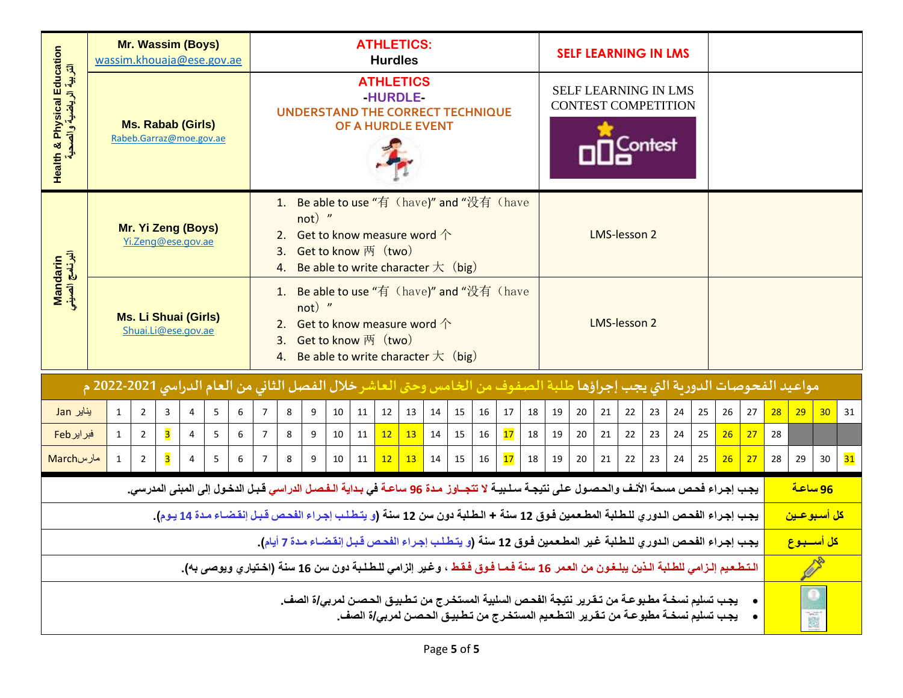| | | | | |
|---|---|---|---|---|
| Health & Physical Education التربية الرياضية والصحية | Mr. Wassim (Boys) wassim.khouaja@ese.gov.ae | ATHLETICS: Hurdles | SELF LEARNING IN LMS | |
| | Ms. Rabab (Girls) Rabeb.Garraz@moe.gov.ae | ATHLETICS -HURDLE- UNDERSTAND THE CORRECT TECHNIQUE OF A HURDLE EVENT | SELF LEARNING IN LMS CONTEST COMPETITION | |
| Mandarin البرنامج الصيني | Mr. Yi Zeng (Boys) Yi.Zeng@ese.gov.ae | 1. Be able to use "有（have)" and "没有（have not）" 2. Get to know measure word 个 3. Get to know 两（two） 4. Be able to write character 大（big） | LMS-lesson 2 | |
| | Ms. Li Shuai (Girls) Shuai.Li@ese.gov.ae | 1. Be able to use "有（have)" and "没有（have not）" 2. Get to know measure word 个 3. Get to know 两（two） 4. Be able to write character 大（big） | LMS-lesson 2 | |

## مواعيد الفحوصات الدورية التي يجب إجراؤها طلبة الصفوف من الخامس وحتى العاشر خلال الفصل الثاني من العام الدراسي 2021-2022 م

| | | | | | | | | | | | | | | | | | | | | | | | | | | | | | | | |
|---|---|---|---|---|---|---|---|---|---|---|---|---|---|---|---|---|---|---|---|---|---|---|---|---|---|---|---|---|---|---|---|
| Jan يناير | 1 | 2 | 3 | 4 | 5 | 6 | 7 | 8 | 9 | 10 | 11 | 12 | 13 | 14 | 15 | 16 | 17 | 18 | 19 | 20 | 21 | 22 | 23 | 24 | 25 | 26 | 27 | 28 | 29 | 30 | 31 |
| Feb فبراير | 1 | 2 | 3 | 4 | 5 | 6 | 7 | 8 | 9 | 10 | 11 | 12 | 13 | 14 | 15 | 16 | 17 | 18 | 19 | 20 | 21 | 22 | 23 | 24 | 25 | 26 | 27 | 28 | | | |
| March مارس | 1 | 2 | 3 | 4 | 5 | 6 | 7 | 8 | 9 | 10 | 11 | 12 | 13 | 14 | 15 | 16 | 17 | 18 | 19 | 20 | 21 | 22 | 23 | 24 | 25 | 26 | 27 | 28 | 29 | 30 | 31 |

| | |
|---|---|
| 96 ساعة | يجب إجراء فحص مسحة الأنف والحصول على نتيجة سلبية لا تتجاوز مدة 96 ساعة في بداية الفصل الدراسي قبل الدخول إلى المبنى المدرسي. |
| كل أسبوعين | يجب إجراء الفحص الدوري للطلبة المطعمين فوق 12 سنة + الطلبة دون سن 12 سنة (و يتطلب إجراء الفحص قبل إنقضاء مدة 14 يوم). |
| كل أسبوع | يجب إجراء الفحص الدوري للطلبة غير المطعمين فوق 12 سنة (و يتطلب إجراء الفحص قبل إنقضاء مدة 7 أيام). |
| | التطعيم إلزامي للطلبة الذين يبلغون من العمر 16 سنة فما فوق فقط ، وغير إلزامي للطلبة دون سن 16 سنة (اختياري ويوصى به). |
| | • يجب تسليم نسخة مطبوعة من تقرير نتيجة الفحص السلبية المستخرج من تطبيق الحصن لمربي/ة الصف. • يجب تسليم نسخة مطبوعة من تقرير التطعيم المستخرج من تطبيق الحصن لمربي/ة الصف. |